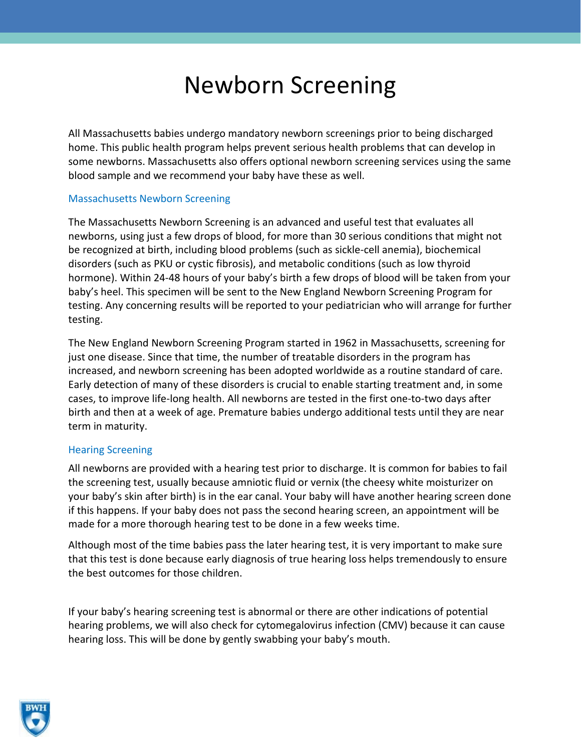# Newborn Screening

All Massachusetts babies undergo mandatory newborn screenings prior to being discharged home. This public health program helps prevent serious health problems that can develop in some newborns. Massachusetts also offers optional newborn screening services using the same blood sample and we recommend your baby have these as well.

## Massachusetts Newborn Screening

The Massachusetts Newborn Screening is an advanced and useful test that evaluates all newborns, using just a few drops of blood, for more than 30 serious conditions that might not be recognized at birth, including blood problems (such as sickle-cell anemia), biochemical disorders (such as PKU or cystic fibrosis), and metabolic conditions (such as low thyroid hormone). Within 24-48 hours of your baby's birth a few drops of blood will be taken from your baby's heel. This specimen will be sent to the New England Newborn Screening Program for testing. Any concerning results will be reported to your pediatrician who will arrange for further testing.

The New England Newborn Screening Program started in 1962 in Massachusetts, screening for just one disease. Since that time, the number of treatable disorders in the program has increased, and newborn screening has been adopted worldwide as a routine standard of care. Early detection of many of these disorders is crucial to enable starting treatment and, in some cases, to improve life-long health. All newborns are tested in the first one-to-two days after birth and then at a week of age. Premature babies undergo additional tests until they are near term in maturity.

## Hearing Screening

All newborns are provided with a hearing test prior to discharge. It is common for babies to fail the screening test, usually because amniotic fluid or vernix (the cheesy white moisturizer on your baby's skin after birth) is in the ear canal. Your baby will have another hearing screen done if this happens. If your baby does not pass the second hearing screen, an appointment will be made for a more thorough hearing test to be done in a few weeks time.

Although most of the time babies pass the later hearing test, it is very important to make sure that this test is done because early diagnosis of true hearing loss helps tremendously to ensure the best outcomes for those children.

If your baby's hearing screening test is abnormal or there are other indications of potential hearing problems, we will also check for cytomegalovirus infection (CMV) because it can cause hearing loss. This will be done by gently swabbing your baby's mouth.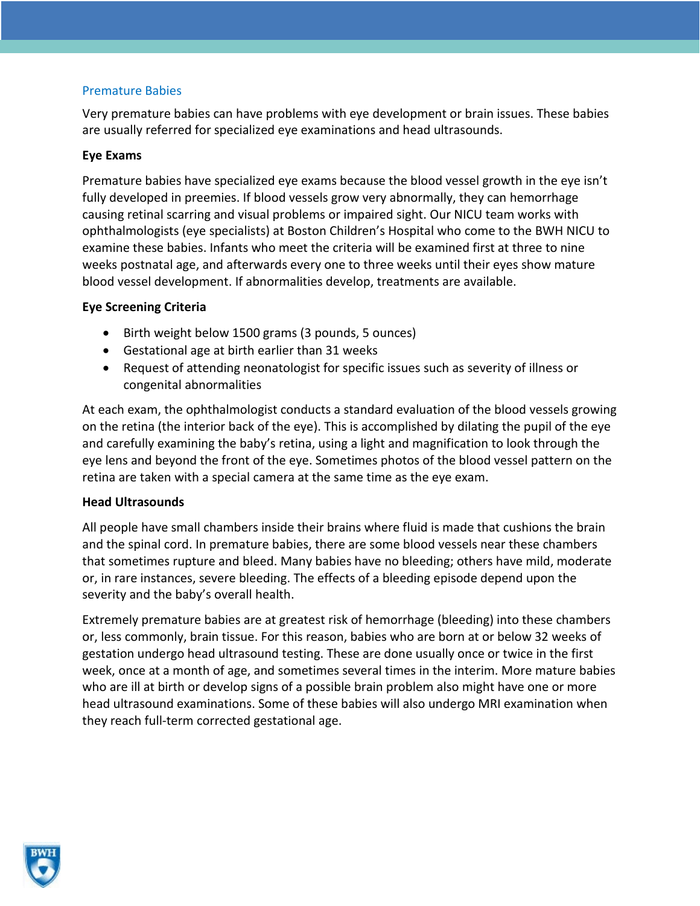## Premature Babies

Very premature babies can have problems with eye development or brain issues. These babies are usually referred for specialized eye examinations and head ultrasounds.

### Eye Exams

Premature babies have specialized eye exams because the blood vessel growth in the eye isn't fully developed in preemies. If blood vessels grow very abnormally, they can hemorrhage causing retinal scarring and visual problems or impaired sight. Our NICU team works with ophthalmologists (eye specialists) at Boston Children's Hospital who come to the BWH NICU to examine these babies. Infants who meet the criteria will be examined first at three to nine weeks postnatal age, and afterwards every one to three weeks until their eyes show mature blood vessel development. If abnormalities develop, treatments are available.

### Eye Screening Criteria

- Birth weight below 1500 grams (3 pounds, 5 ounces)
- Gestational age at birth earlier than 31 weeks
- Request of attending neonatologist for specific issues such as severity of illness or congenital abnormalities

At each exam, the ophthalmologist conducts a standard evaluation of the blood vessels growing on the retina (the interior back of the eye). This is accomplished by dilating the pupil of the eye and carefully examining the baby's retina, using a light and magnification to look through the eye lens and beyond the front of the eye. Sometimes photos of the blood vessel pattern on the retina are taken with a special camera at the same time as the eye exam.

### Head Ultrasounds

All people have small chambers inside their brains where fluid is made that cushions the brain and the spinal cord. In premature babies, there are some blood vessels near these chambers that sometimes rupture and bleed. Many babies have no bleeding; others have mild, moderate or, in rare instances, severe bleeding. The effects of a bleeding episode depend upon the severity and the baby's overall health.

Extremely premature babies are at greatest risk of hemorrhage (bleeding) into these chambers or, less commonly, brain tissue. For this reason, babies who are born at or below 32 weeks of gestation undergo head ultrasound testing. These are done usually once or twice in the first week, once at a month of age, and sometimes several times in the interim. More mature babies who are ill at birth or develop signs of a possible brain problem also might have one or more head ultrasound examinations. Some of these babies will also undergo MRI examination when they reach full-term corrected gestational age.